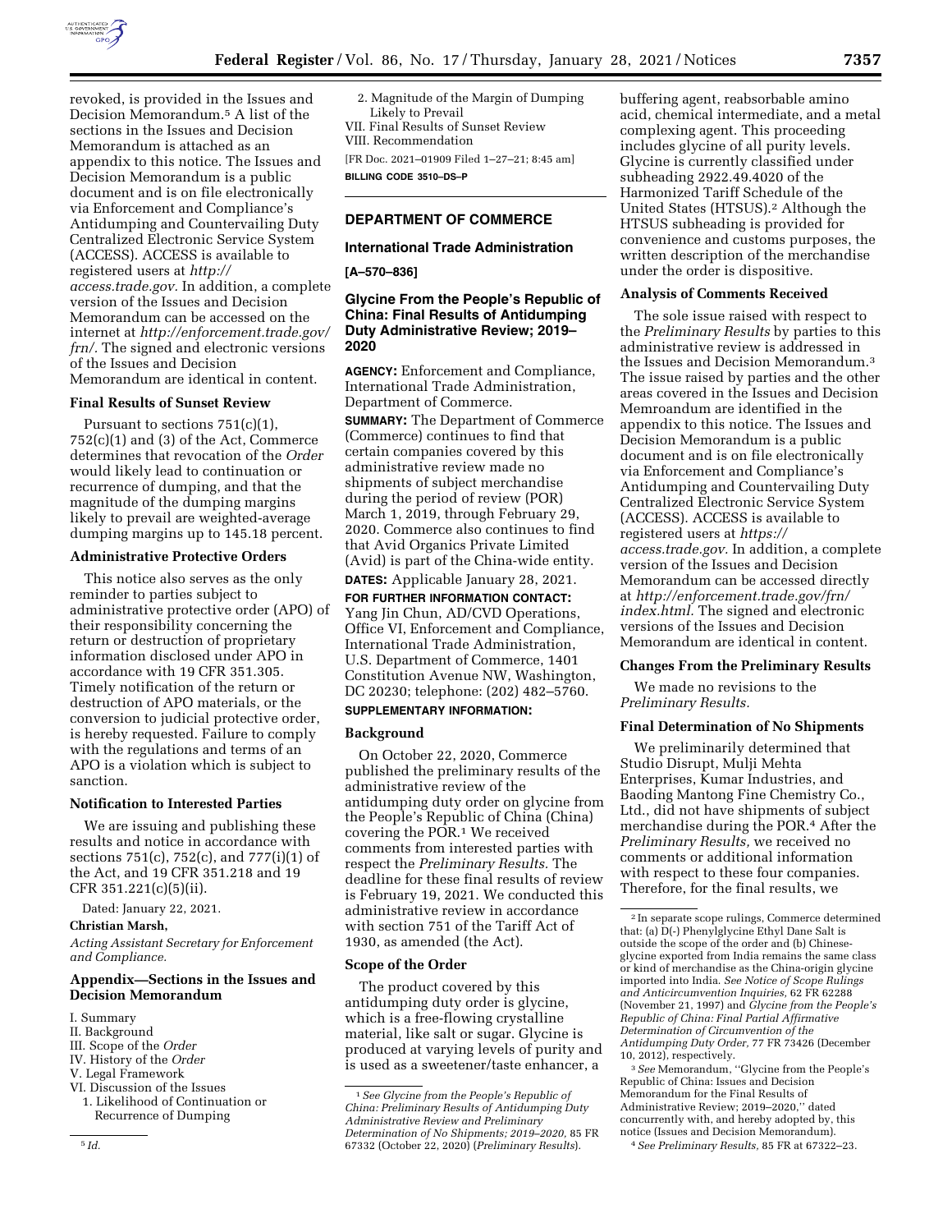revoked, is provided in the Issues and Decision Memorandum.[5] A list of the sections in the Issues and Decision Memorandum is attached as an appendix to this notice. The Issues and Decision Memorandum is a public document and is on file electronically via Enforcement and Compliance's Antidumping and Countervailing Duty Centralized Electronic Service System (ACCESS). ACCESS is available to registered users at *http://access.trade.gov.* In addition, a complete version of the Issues and Decision Memorandum can be accessed on the internet at *http://enforcement.trade.gov/frn/.* The signed and electronic versions of the Issues and Decision Memorandum are identical in content.

### Final Results of Sunset Review

Pursuant to sections 751(c)(1), 752(c)(1) and (3) of the Act, Commerce determines that revocation of the *Order* would likely lead to continuation or recurrence of dumping, and that the magnitude of the dumping margins likely to prevail are weighted-average dumping margins up to 145.18 percent.

### Administrative Protective Orders

This notice also serves as the only reminder to parties subject to administrative protective order (APO) of their responsibility concerning the return or destruction of proprietary information disclosed under APO in accordance with 19 CFR 351.305. Timely notification of the return or destruction of APO materials, or the conversion to judicial protective order, is hereby requested. Failure to comply with the regulations and terms of an APO is a violation which is subject to sanction.

### Notification to Interested Parties

We are issuing and publishing these results and notice in accordance with sections 751(c), 752(c), and 777(i)(1) of the Act, and 19 CFR 351.218 and 19 CFR 351.221(c)(5)(ii).

Dated: January 22, 2021.

**Christian Marsh,**

*Acting Assistant Secretary for Enforcement and Compliance.*

### Appendix—Sections in the Issues and Decision Memorandum

I. Summary
II. Background
III. Scope of the *Order*
IV. History of the *Order*
V. Legal Framework
VI. Discussion of the Issues
   1. Likelihood of Continuation or Recurrence of Dumping
   2. Magnitude of the Margin of Dumping Likely to Prevail
VII. Final Results of Sunset Review
VIII. Recommendation

[FR Doc. 2021–01909 Filed 1–27–21; 8:45 am]

**BILLING CODE 3510–DS–P**

[5] *Id.*

---

## DEPARTMENT OF COMMERCE

### International Trade Administration

**[A–570–836]**

## Glycine From the People's Republic of China: Final Results of Antidumping Duty Administrative Review; 2019–2020

**AGENCY:** Enforcement and Compliance, International Trade Administration, Department of Commerce.

**SUMMARY:** The Department of Commerce (Commerce) continues to find that certain companies covered by this administrative review made no shipments of subject merchandise during the period of review (POR) March 1, 2019, through February 29, 2020. Commerce also continues to find that Avid Organics Private Limited (Avid) is part of the China-wide entity.

**DATES:** Applicable January 28, 2021.

**FOR FURTHER INFORMATION CONTACT:** Yang Jin Chun, AD/CVD Operations, Office VI, Enforcement and Compliance, International Trade Administration, U.S. Department of Commerce, 1401 Constitution Avenue NW, Washington, DC 20230; telephone: (202) 482–5760.

**SUPPLEMENTARY INFORMATION:**

### Background

On October 22, 2020, Commerce published the preliminary results of the administrative review of the antidumping duty order on glycine from the People's Republic of China (China) covering the POR.[1] We received comments from interested parties with respect the *Preliminary Results.* The deadline for these final results of review is February 19, 2021. We conducted this administrative review in accordance with section 751 of the Tariff Act of 1930, as amended (the Act).

### Scope of the Order

The product covered by this antidumping duty order is glycine, which is a free-flowing crystalline material, like salt or sugar. Glycine is produced at varying levels of purity and is used as a sweetener/taste enhancer, a buffering agent, reabsorbable amino acid, chemical intermediate, and a metal complexing agent. This proceeding includes glycine of all purity levels. Glycine is currently classified under subheading 2922.49.4020 of the Harmonized Tariff Schedule of the United States (HTSUS).[2] Although the HTSUS subheading is provided for convenience and customs purposes, the written description of the merchandise under the order is dispositive.

### Analysis of Comments Received

The sole issue raised with respect to the *Preliminary Results* by parties to this administrative review is addressed in the Issues and Decision Memorandum.[3] The issue raised by parties and the other areas covered in the Issues and Decision Memroandum are identified in the appendix to this notice. The Issues and Decision Memorandum is a public document and is on file electronically via Enforcement and Compliance's Antidumping and Countervailing Duty Centralized Electronic Service System (ACCESS). ACCESS is available to registered users at *https://access.trade.gov.* In addition, a complete version of the Issues and Decision Memorandum can be accessed directly at *http://enforcement.trade.gov/frn/index.html.* The signed and electronic versions of the Issues and Decision Memorandum are identical in content.

### Changes From the Preliminary Results

We made no revisions to the *Preliminary Results.*

### Final Determination of No Shipments

We preliminarily determined that Studio Disrupt, Mulji Mehta Enterprises, Kumar Industries, and Baoding Mantong Fine Chemistry Co., Ltd., did not have shipments of subject merchandise during the POR.[4] After the *Preliminary Results,* we received no comments or additional information with respect to these four companies. Therefore, for the final results, we

[1] *See Glycine from the People's Republic of China: Preliminary Results of Antidumping Duty Administrative Review and Preliminary Determination of No Shipments; 2019–2020,* 85 FR 67332 (October 22, 2020) (*Preliminary Results*).

[2] In separate scope rulings, Commerce determined that: (a) D(-) Phenylglycine Ethyl Dane Salt is outside the scope of the order and (b) Chinese-glycine exported from India remains the same class or kind of merchandise as the China-origin glycine imported into India. *See Notice of Scope Rulings and Anticircumvention Inquiries,* 62 FR 62288 (November 21, 1997) and *Glycine from the People's Republic of China: Final Partial Affirmative Determination of Circumvention of the Antidumping Duty Order,* 77 FR 73426 (December 10, 2012), respectively.

[3] *See* Memorandum, "Glycine from the People's Republic of China: Issues and Decision Memorandum for the Final Results of Administrative Review; 2019–2020," dated concurrently with, and hereby adopted by, this notice (Issues and Decision Memorandum).

[4] *See Preliminary Results,* 85 FR at 67322–23.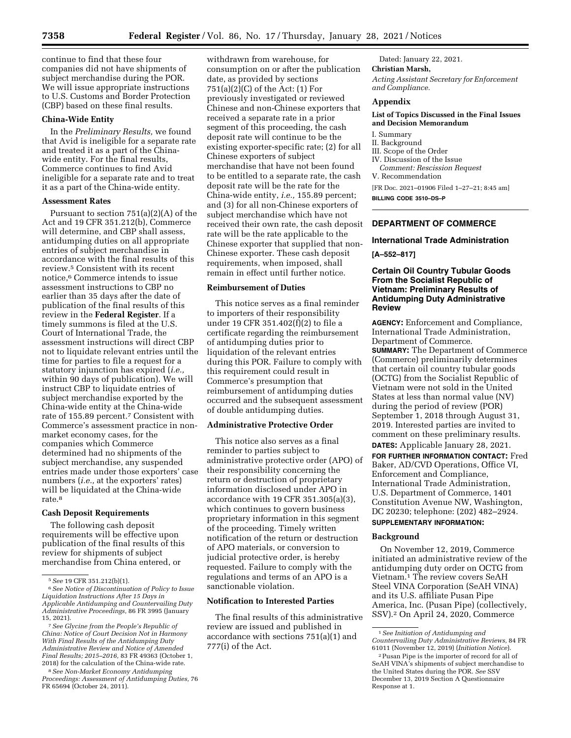continue to find that these four companies did not have shipments of subject merchandise during the POR. We will issue appropriate instructions to U.S. Customs and Border Protection (CBP) based on these final results.

### China-Wide Entity

In the *Preliminary Results,* we found that Avid is ineligible for a separate rate and treated it as a part of the China-wide entity. For the final results, Commerce continues to find Avid ineligible for a separate rate and to treat it as a part of the China-wide entity.

### Assessment Rates

Pursuant to section 751(a)(2)(A) of the Act and 19 CFR 351.212(b), Commerce will determine, and CBP shall assess, antidumping duties on all appropriate entries of subject merchandise in accordance with the final results of this review.[5] Consistent with its recent notice,[6] Commerce intends to issue assessment instructions to CBP no earlier than 35 days after the date of publication of the final results of this review in the **Federal Register**. If a timely summons is filed at the U.S. Court of International Trade, the assessment instructions will direct CBP not to liquidate relevant entries until the time for parties to file a request for a statutory injunction has expired (*i.e.,* within 90 days of publication). We will instruct CBP to liquidate entries of subject merchandise exported by the China-wide entity at the China-wide rate of 155.89 percent.[7] Consistent with Commerce's assessment practice in non-market economy cases, for the companies which Commerce determined had no shipments of the subject merchandise, any suspended entries made under those exporters' case numbers (*i.e.,* at the exporters' rates) will be liquidated at the China-wide rate.[8]

### Cash Deposit Requirements

The following cash deposit requirements will be effective upon publication of the final results of this review for shipments of subject merchandise from China entered, or withdrawn from warehouse, for consumption on or after the publication date, as provided by sections 751(a)(2)(C) of the Act: (1) For previously investigated or reviewed Chinese and non-Chinese exporters that received a separate rate in a prior segment of this proceeding, the cash deposit rate will continue to be the existing exporter-specific rate; (2) for all Chinese exporters of subject merchandise that have not been found to be entitled to a separate rate, the cash deposit rate will be the rate for the China-wide entity, *i.e.,* 155.89 percent; and (3) for all non-Chinese exporters of subject merchandise which have not received their own rate, the cash deposit rate will be the rate applicable to the Chinese exporter that supplied that non-Chinese exporter. These cash deposit requirements, when imposed, shall remain in effect until further notice.

### Reimbursement of Duties

This notice serves as a final reminder to importers of their responsibility under 19 CFR 351.402(f)(2) to file a certificate regarding the reimbursement of antidumping duties prior to liquidation of the relevant entries during this POR. Failure to comply with this requirement could result in Commerce's presumption that reimbursement of antidumping duties occurred and the subsequent assessment of double antidumping duties.

### Administrative Protective Order

This notice also serves as a final reminder to parties subject to administrative protective order (APO) of their responsibility concerning the return or destruction of proprietary information disclosed under APO in accordance with 19 CFR 351.305(a)(3), which continues to govern business proprietary information in this segment of the proceeding. Timely written notification of the return or destruction of APO materials, or conversion to judicial protective order, is hereby requested. Failure to comply with the regulations and terms of an APO is a sanctionable violation.

### Notification to Interested Parties

The final results of this administrative review are issued and published in accordance with sections 751(a)(1) and 777(i) of the Act.

Dated: January 22, 2021.

**Christian Marsh,**

*Acting Assistant Secretary for Enforcement and Compliance.*

### Appendix

#### List of Topics Discussed in the Final Issues and Decision Memorandum

I. Summary
II. Background
III. Scope of the Order
IV. Discussion of the Issue
*Comment: Rescission Request*
V. Recommendation

[FR Doc. 2021–01906 Filed 1–27–21; 8:45 am]

**BILLING CODE 3510–DS–P**

---

## DEPARTMENT OF COMMERCE

### International Trade Administration

**[A–552–817]**

### Certain Oil Country Tubular Goods From the Socialist Republic of Vietnam: Preliminary Results of Antidumping Duty Administrative Review

**AGENCY:** Enforcement and Compliance, International Trade Administration, Department of Commerce.

**SUMMARY:** The Department of Commerce (Commerce) preliminarily determines that certain oil country tubular goods (OCTG) from the Socialist Republic of Vietnam were not sold in the United States at less than normal value (NV) during the period of review (POR) September 1, 2018 through August 31, 2019. Interested parties are invited to comment on these preliminary results.

**DATES:** Applicable January 28, 2021.

**FOR FURTHER INFORMATION CONTACT:** Fred Baker, AD/CVD Operations, Office VI, Enforcement and Compliance, International Trade Administration, U.S. Department of Commerce, 1401 Constitution Avenue NW, Washington, DC 20230; telephone: (202) 482–2924.

**SUPPLEMENTARY INFORMATION:**

### Background

On November 12, 2019, Commerce initiated an administrative review of the antidumping duty order on OCTG from Vietnam.[1] The review covers SeAH Steel VINA Corporation (SeAH VINA) and its U.S. affiliate Pusan Pipe America, Inc. (Pusan Pipe) (collectively, SSV).[2] On April 24, 2020, Commerce

---

[5] *See* 19 CFR 351.212(b)(1).

[6] *See Notice of Discontinuation of Policy to Issue Liquidation Instructions After 15 Days in Applicable Antidumping and Countervailing Duty Administrative Proceedings,* 86 FR 3995 (January 15, 2021).

[7] *See Glycine from the People's Republic of China: Notice of Court Decision Not in Harmony With Final Results of the Antidumping Duty Administrative Review and Notice of Amended Final Results; 2015–2016,* 83 FR 49363 (October 1, 2018) for the calculation of the China-wide rate.

[8] *See Non-Market Economy Antidumping Proceedings: Assessment of Antidumping Duties,* 76 FR 65694 (October 24, 2011).

[1] *See Initiation of Antidumping and Countervailing Duty Administrative Reviews,* 84 FR 61011 (November 12, 2019) (*Initiation Notice*).

[2] Pusan Pipe is the importer of record for all of SeAH VINA's shipments of subject merchandise to the United States during the POR. *See* SSV December 13, 2019 Section A Questionnaire Response at 1.